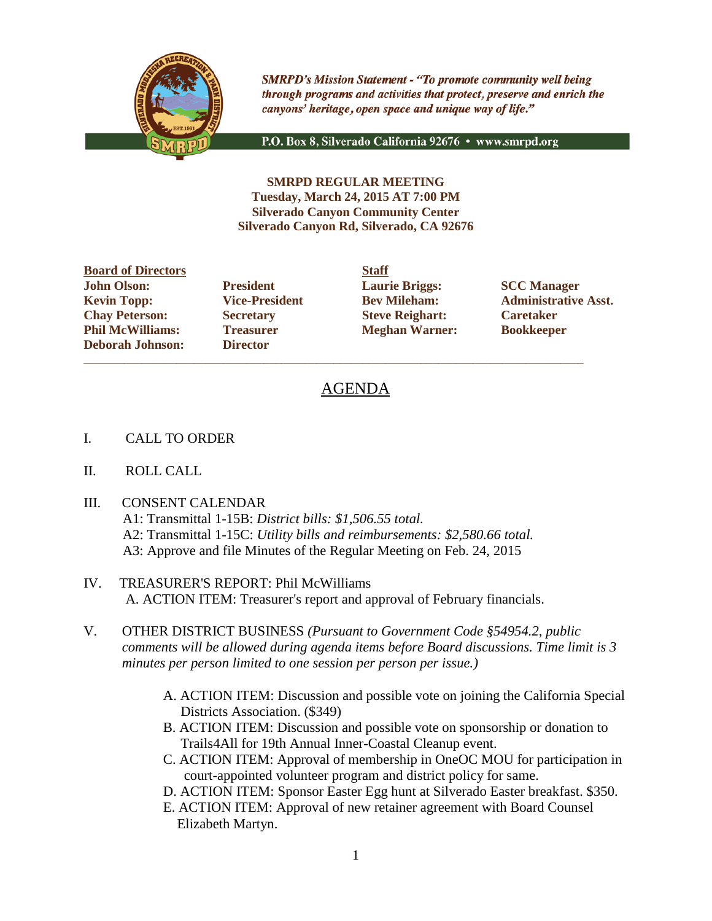*SMRPD's Mission Statement - "To promote community well being through programs and activities that protect, preserve and enrich the canyons' heritage, open space and unique way of life."*

P.O. Box 8, Silverado California 92676 • www.smrpd.org

**SMRPD REGULAR MEETING**
**Tuesday, March 24, 2015 AT 7:00 PM**
**Silverado Canyon Community Center**
**Silverado Canyon Rd, Silverado, CA 92676**

| **Board of Directors** | | **Staff** | |
|---|---|---|---|
| **John Olson:** | **President** | **Laurie Briggs:** | **SCC Manager** |
| **Kevin Topp:** | **Vice-President** | **Bev Mileham:** | **Administrative Asst.** |
| **Chay Peterson:** | **Secretary** | **Steve Reighart:** | **Caretaker** |
| **Phil McWilliams:** | **Treasurer** | **Meghan Warner:** | **Bookkeeper** |
| **Deborah Johnson:** | **Director** | | |

---

# AGENDA

I. CALL TO ORDER

II. ROLL CALL

III. CONSENT CALENDAR
   A1: Transmittal 1-15B: *District bills: $1,506.55 total.*
   A2: Transmittal 1-15C: *Utility bills and reimbursements: $2,580.66 total.*
   A3: Approve and file Minutes of the Regular Meeting on Feb. 24, 2015

IV. TREASURER'S REPORT: Phil McWilliams
   A. ACTION ITEM: Treasurer's report and approval of February financials.

V. OTHER DISTRICT BUSINESS *(Pursuant to Government Code §54954.2, public comments will be allowed during agenda items before Board discussions. Time limit is 3 minutes per person limited to one session per person per issue.)*

   A. ACTION ITEM: Discussion and possible vote on joining the California Special Districts Association. ($349)
   B. ACTION ITEM: Discussion and possible vote on sponsorship or donation to Trails4All for 19th Annual Inner-Coastal Cleanup event.
   C. ACTION ITEM: Approval of membership in OneOC MOU for participation in court-appointed volunteer program and district policy for same.
   D. ACTION ITEM: Sponsor Easter Egg hunt at Silverado Easter breakfast. $350.
   E. ACTION ITEM: Approval of new retainer agreement with Board Counsel Elizabeth Martyn.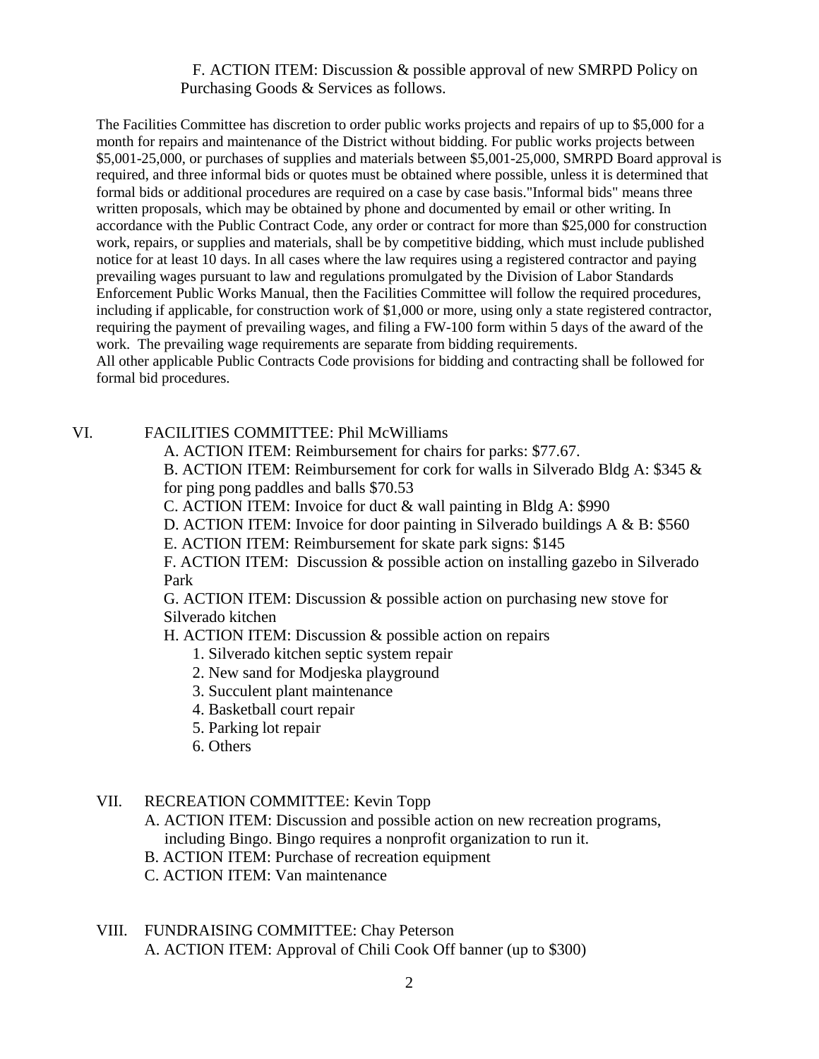F. ACTION ITEM: Discussion & possible approval of new SMRPD Policy on Purchasing Goods & Services as follows.

The Facilities Committee has discretion to order public works projects and repairs of up to $5,000 for a month for repairs and maintenance of the District without bidding. For public works projects between $5,001-25,000, or purchases of supplies and materials between $5,001-25,000, SMRPD Board approval is required, and three informal bids or quotes must be obtained where possible, unless it is determined that formal bids or additional procedures are required on a case by case basis."Informal bids" means three written proposals, which may be obtained by phone and documented by email or other writing. In accordance with the Public Contract Code, any order or contract for more than $25,000 for construction work, repairs, or supplies and materials, shall be by competitive bidding, which must include published notice for at least 10 days. In all cases where the law requires using a registered contractor and paying prevailing wages pursuant to law and regulations promulgated by the Division of Labor Standards Enforcement Public Works Manual, then the Facilities Committee will follow the required procedures, including if applicable, for construction work of $1,000 or more, using only a state registered contractor, requiring the payment of prevailing wages, and filing a FW-100 form within 5 days of the award of the work. The prevailing wage requirements are separate from bidding requirements.
All other applicable Public Contracts Code provisions for bidding and contracting shall be followed for formal bid procedures.

VI. FACILITIES COMMITTEE: Phil McWilliams

A. ACTION ITEM: Reimbursement for chairs for parks: $77.67.

B. ACTION ITEM: Reimbursement for cork for walls in Silverado Bldg A: $345 & for ping pong paddles and balls $70.53

C. ACTION ITEM: Invoice for duct & wall painting in Bldg A: $990

D. ACTION ITEM: Invoice for door painting in Silverado buildings A & B: $560

E. ACTION ITEM: Reimbursement for skate park signs: $145

F. ACTION ITEM: Discussion & possible action on installing gazebo in Silverado Park

G. ACTION ITEM: Discussion & possible action on purchasing new stove for Silverado kitchen

H. ACTION ITEM: Discussion & possible action on repairs

1. Silverado kitchen septic system repair
2. New sand for Modjeska playground
3. Succulent plant maintenance
4. Basketball court repair
5. Parking lot repair
6. Others

VII. RECREATION COMMITTEE: Kevin Topp

A. ACTION ITEM: Discussion and possible action on new recreation programs, including Bingo. Bingo requires a nonprofit organization to run it.

B. ACTION ITEM: Purchase of recreation equipment

C. ACTION ITEM: Van maintenance

VIII. FUNDRAISING COMMITTEE: Chay Peterson

A. ACTION ITEM: Approval of Chili Cook Off banner (up to $300)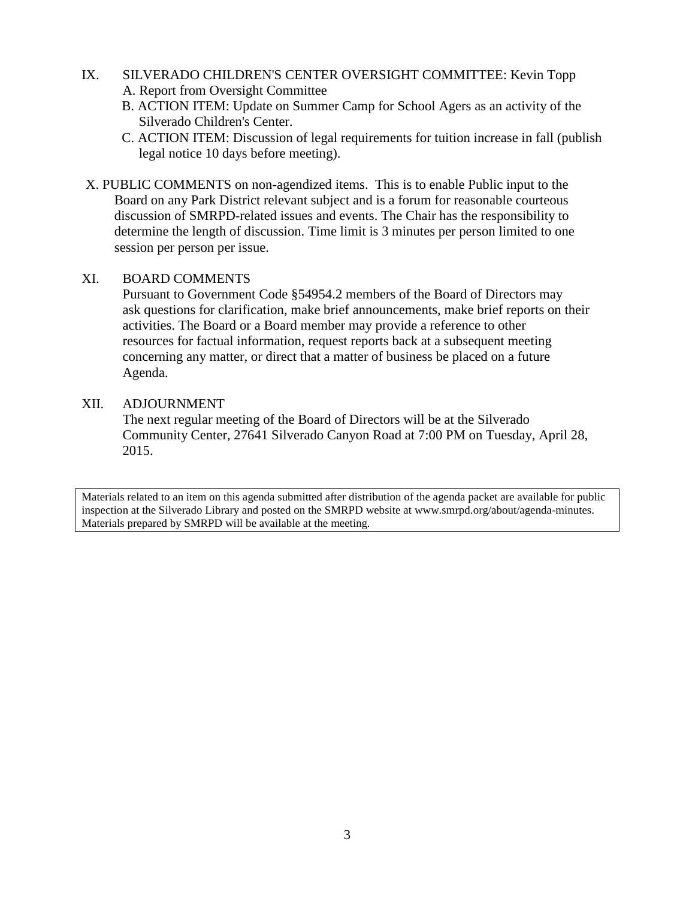IX. SILVERADO CHILDREN'S CENTER OVERSIGHT COMMITTEE: Kevin Topp

A. Report from Oversight Committee

B. ACTION ITEM: Update on Summer Camp for School Agers as an activity of the Silverado Children's Center.

C. ACTION ITEM: Discussion of legal requirements for tuition increase in fall (publish legal notice 10 days before meeting).

X. PUBLIC COMMENTS on non-agendized items. This is to enable Public input to the Board on any Park District relevant subject and is a forum for reasonable courteous discussion of SMRPD-related issues and events. The Chair has the responsibility to determine the length of discussion. Time limit is 3 minutes per person limited to one session per person per issue.

XI. BOARD COMMENTS

Pursuant to Government Code §54954.2 members of the Board of Directors may ask questions for clarification, make brief announcements, make brief reports on their activities. The Board or a Board member may provide a reference to other resources for factual information, request reports back at a subsequent meeting concerning any matter, or direct that a matter of business be placed on a future Agenda.

XII. ADJOURNMENT

The next regular meeting of the Board of Directors will be at the Silverado Community Center, 27641 Silverado Canyon Road at 7:00 PM on Tuesday, April 28, 2015.

Materials related to an item on this agenda submitted after distribution of the agenda packet are available for public inspection at the Silverado Library and posted on the SMRPD website at www.smrpd.org/about/agenda-minutes. Materials prepared by SMRPD will be available at the meeting.